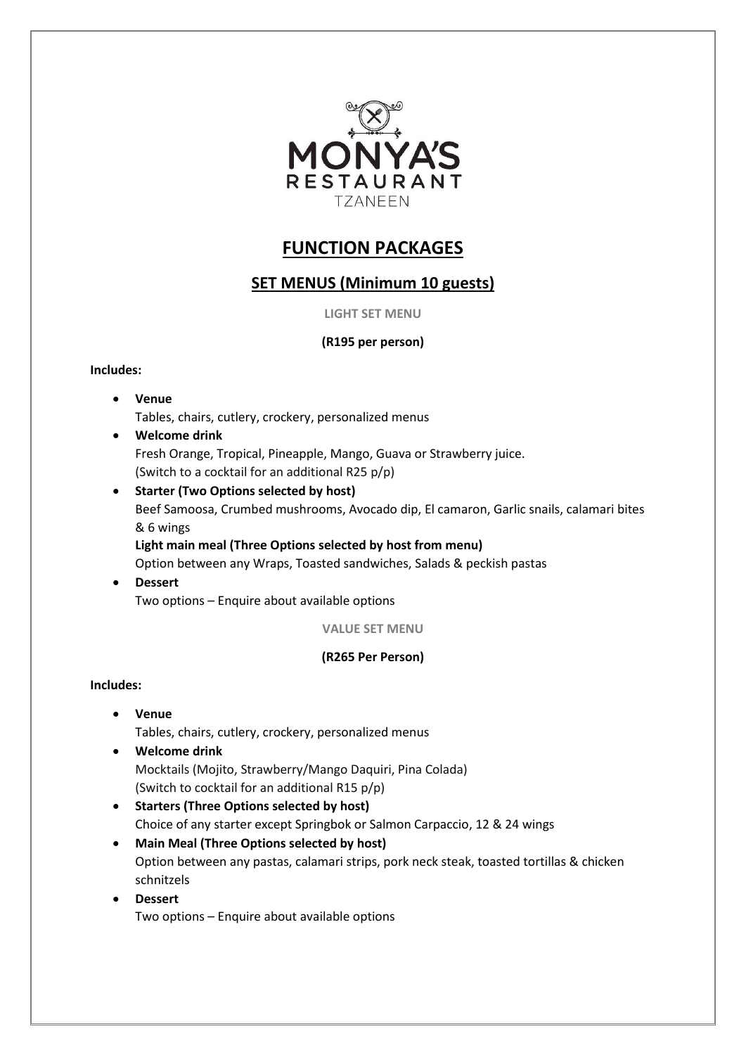MONYA'S RESTAURANT TZANEEN

# FUNCTION PACKAGES

## SET MENUS (Minimum 10 guests)

### LIGHT SET MENU

**(R195 per person)**

**Includes:**

- **Venue**
  Tables, chairs, cutlery, crockery, personalized menus
- **Welcome drink**
  Fresh Orange, Tropical, Pineapple, Mango, Guava or Strawberry juice.
  (Switch to a cocktail for an additional R25 p/p)
- **Starter (Two Options selected by host)**
  Beef Samoosa, Crumbed mushrooms, Avocado dip, El camaron, Garlic snails, calamari bites & 6 wings
  **Light main meal (Three Options selected by host from menu)**
  Option between any Wraps, Toasted sandwiches, Salads & peckish pastas
- **Dessert**
  Two options – Enquire about available options

### VALUE SET MENU

**(R265 Per Person)**

**Includes:**

- **Venue**
  Tables, chairs, cutlery, crockery, personalized menus
- **Welcome drink**
  Mocktails (Mojito, Strawberry/Mango Daquiri, Pina Colada)
  (Switch to cocktail for an additional R15 p/p)
- **Starters (Three Options selected by host)**
  Choice of any starter except Springbok or Salmon Carpaccio, 12 & 24 wings
- **Main Meal (Three Options selected by host)**
  Option between any pastas, calamari strips, pork neck steak, toasted tortillas & chicken schnitzels
- **Dessert**
  Two options – Enquire about available options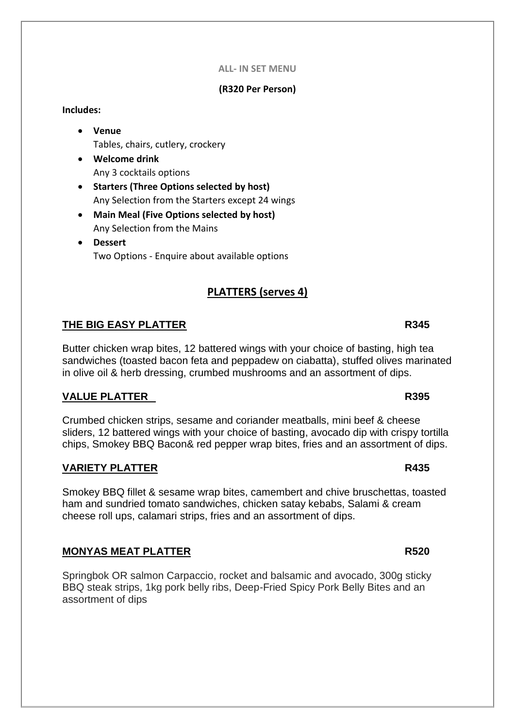**ALL- IN SET MENU**

**(R320 Per Person)**

**Includes:**

- **Venue**
  Tables, chairs, cutlery, crockery
- **Welcome drink**
  Any 3 cocktails options
- **Starters (Three Options selected by host)**
  Any Selection from the Starters except 24 wings
- **Main Meal (Five Options selected by host)**
  Any Selection from the Mains
- **Dessert**
  Two Options - Enquire about available options

## PLATTERS (serves 4)

### THE BIG EASY PLATTER — R345

Butter chicken wrap bites, 12 battered wings with your choice of basting, high tea sandwiches (toasted bacon feta and peppadew on ciabatta), stuffed olives marinated in olive oil & herb dressing, crumbed mushrooms and an assortment of dips.

### VALUE PLATTER — R395

Crumbed chicken strips, sesame and coriander meatballs, mini beef & cheese sliders, 12 battered wings with your choice of basting, avocado dip with crispy tortilla chips, Smokey BBQ Bacon& red pepper wrap bites, fries and an assortment of dips.

### VARIETY PLATTER — R435

Smokey BBQ fillet & sesame wrap bites, camembert and chive bruschettas, toasted ham and sundried tomato sandwiches, chicken satay kebabs, Salami & cream cheese roll ups, calamari strips, fries and an assortment of dips.

### MONYAS MEAT PLATTER — R520

Springbok OR salmon Carpaccio, rocket and balsamic and avocado, 300g sticky BBQ steak strips, 1kg pork belly ribs, Deep-Fried Spicy Pork Belly Bites and an assortment of dips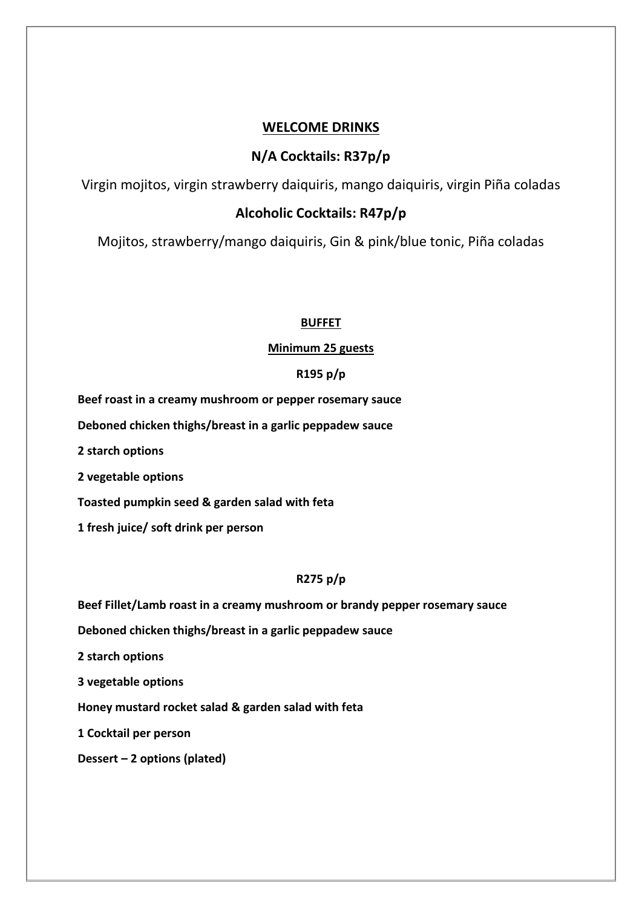## WELCOME DRINKS

### N/A Cocktails: R37p/p

Virgin mojitos, virgin strawberry daiquiris, mango daiquiris, virgin Piña coladas

### Alcoholic Cocktails: R47p/p

Mojitos, strawberry/mango daiquiris, Gin & pink/blue tonic, Piña coladas

## BUFFET

**Minimum 25 guests**

**R195 p/p**

**Beef roast in a creamy mushroom or pepper rosemary sauce**

**Deboned chicken thighs/breast in a garlic peppadew sauce**

**2 starch options**

**2 vegetable options**

**Toasted pumpkin seed & garden salad with feta**

**1 fresh juice/ soft drink per person**

**R275 p/p**

**Beef Fillet/Lamb roast in a creamy mushroom or brandy pepper rosemary sauce**

**Deboned chicken thighs/breast in a garlic peppadew sauce**

**2 starch options**

**3 vegetable options**

**Honey mustard rocket salad & garden salad with feta**

**1 Cocktail per person**

**Dessert – 2 options (plated)**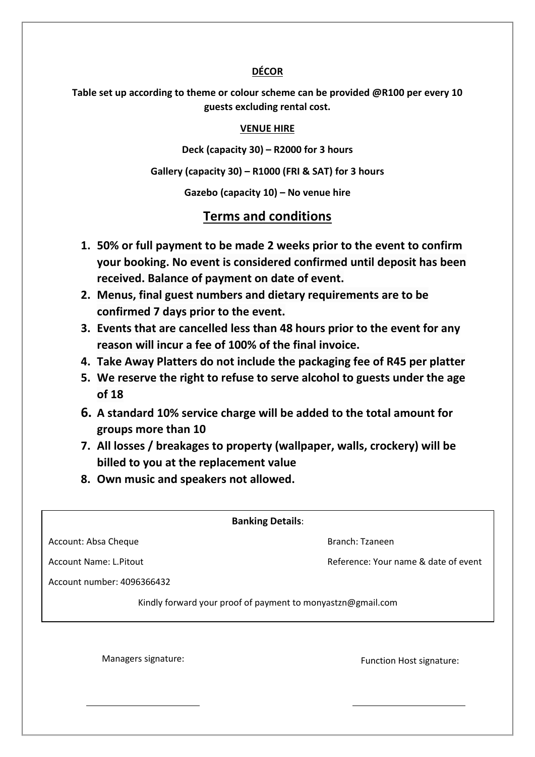**DÉCOR**

**Table set up according to theme or colour scheme can be provided @R100 per every 10 guests excluding rental cost.**

**VENUE HIRE**

**Deck (capacity 30) – R2000 for 3 hours**

**Gallery (capacity 30) – R1000 (FRI & SAT) for 3 hours**

**Gazebo (capacity 10) – No venue hire**

## Terms and conditions

1. **50% or full payment to be made 2 weeks prior to the event to confirm your booking. No event is considered confirmed until deposit has been received. Balance of payment on date of event.**
2. **Menus, final guest numbers and dietary requirements are to be confirmed 7 days prior to the event.**
3. **Events that are cancelled less than 48 hours prior to the event for any reason will incur a fee of 100% of the final invoice.**
4. **Take Away Platters do not include the packaging fee of R45 per platter**
5. **We reserve the right to refuse to serve alcohol to guests under the age of 18**
6. **A standard 10% service charge will be added to the total amount for groups more than 10**
7. **All losses / breakages to property (wallpaper, walls, crockery) will be billed to you at the replacement value**
8. **Own music and speakers not allowed.**

**Banking Details**:

Account: Absa Cheque

Branch: Tzaneen

Account Name: L.Pitout

Reference: Your name & date of event

Account number: 4096366432

Kindly forward your proof of payment to monyastzn@gmail.com

Managers signature: ____________________

Function Host signature: ____________________